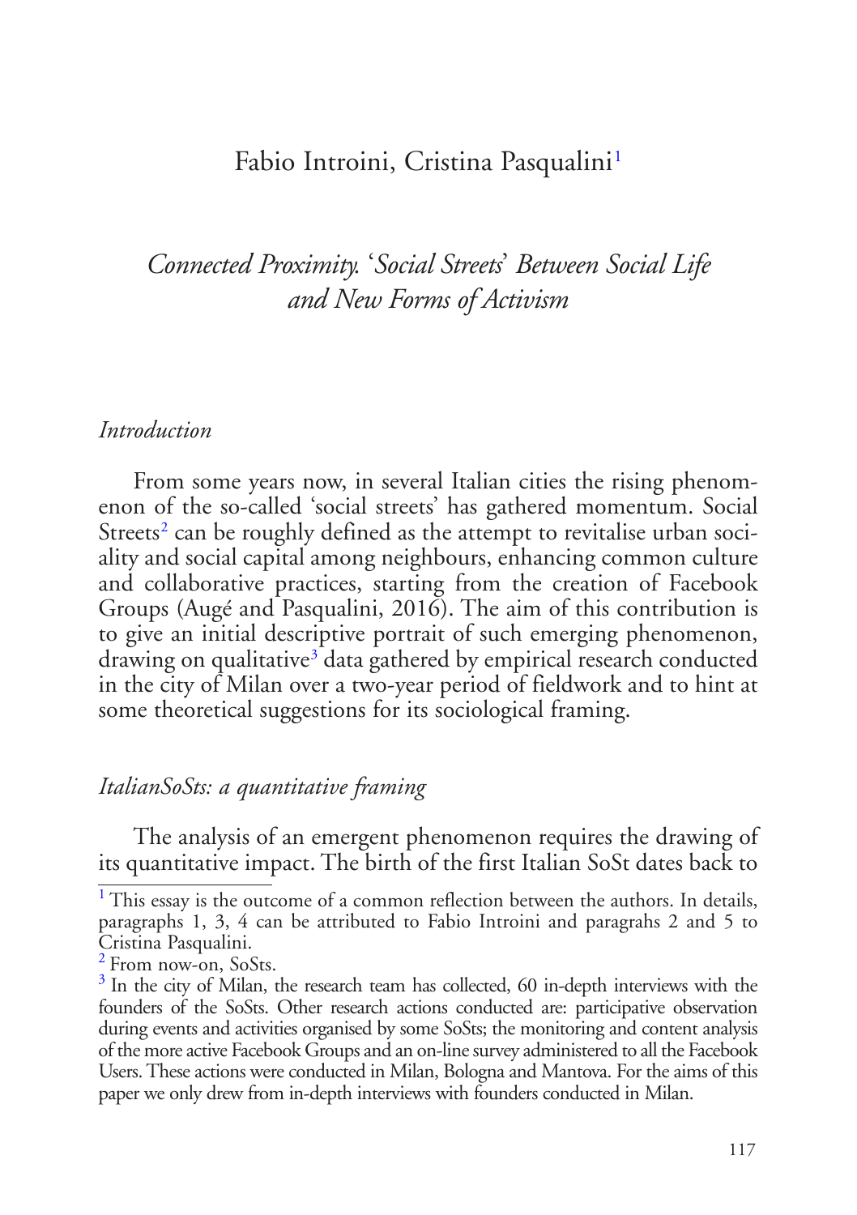Fabio Introini, Cristina Pasqualini[1]

# *Connected Proximity. 'Social Streets' Between Social Life and New Forms of Activism*

## *Introduction*

From some years now, in several Italian cities the rising phenomenon of the so-called 'social streets' has gathered momentum. Social Streets[2] can be roughly defined as the attempt to revitalise urban sociality and social capital among neighbours, enhancing common culture and collaborative practices, starting from the creation of Facebook Groups (Augé and Pasqualini, 2016). The aim of this contribution is to give an initial descriptive portrait of such emerging phenomenon, drawing on qualitative[3] data gathered by empirical research conducted in the city of Milan over a two-year period of fieldwork and to hint at some theoretical suggestions for its sociological framing.

## *ItalianSoSts: a quantitative framing*

The analysis of an emergent phenomenon requires the drawing of its quantitative impact. The birth of the first Italian SoSt dates back to

---

[1] This essay is the outcome of a common reflection between the authors. In details, paragraphs 1, 3, 4 can be attributed to Fabio Introini and paragrahs 2 and 5 to Cristina Pasqualini.

[2] From now-on, SoSts.

[3] In the city of Milan, the research team has collected, 60 in-depth interviews with the founders of the SoSts. Other research actions conducted are: participative observation during events and activities organised by some SoSts; the monitoring and content analysis of the more active Facebook Groups and an on-line survey administered to all the Facebook Users. These actions were conducted in Milan, Bologna and Mantova. For the aims of this paper we only drew from in-depth interviews with founders conducted in Milan.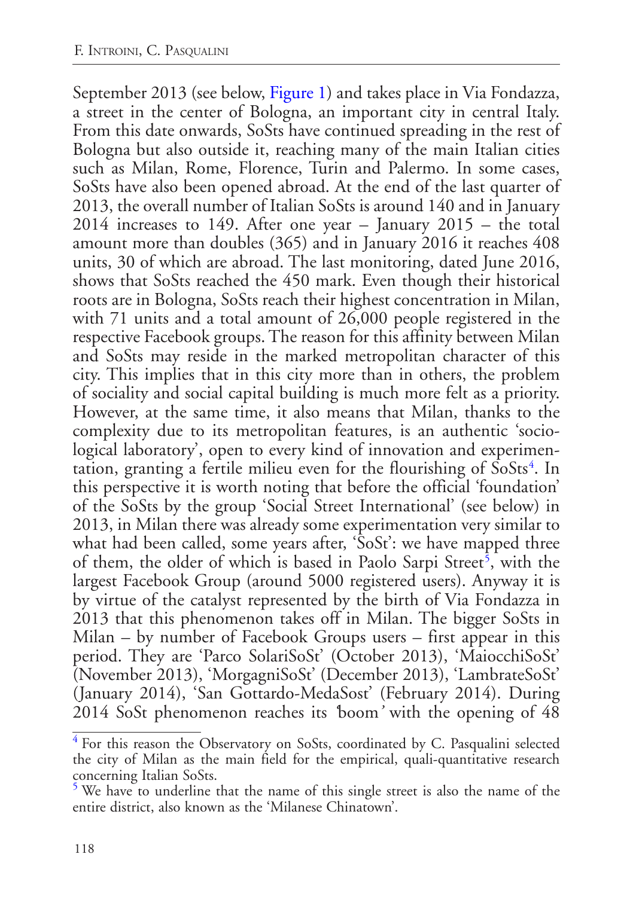September 2013 (see below, Figure 1) and takes place in Via Fondazza, a street in the center of Bologna, an important city in central Italy. From this date onwards, SoSts have continued spreading in the rest of Bologna but also outside it, reaching many of the main Italian cities such as Milan, Rome, Florence, Turin and Palermo. In some cases, SoSts have also been opened abroad. At the end of the last quarter of 2013, the overall number of Italian SoSts is around 140 and in January 2014 increases to 149. After one year – January 2015 – the total amount more than doubles (365) and in January 2016 it reaches 408 units, 30 of which are abroad. The last monitoring, dated June 2016, shows that SoSts reached the 450 mark. Even though their historical roots are in Bologna, SoSts reach their highest concentration in Milan, with 71 units and a total amount of 26,000 people registered in the respective Facebook groups. The reason for this affinity between Milan and SoSts may reside in the marked metropolitan character of this city. This implies that in this city more than in others, the problem of sociality and social capital building is much more felt as a priority. However, at the same time, it also means that Milan, thanks to the complexity due to its metropolitan features, is an authentic 'sociological laboratory', open to every kind of innovation and experimentation, granting a fertile milieu even for the flourishing of SoSts[4]. In this perspective it is worth noting that before the official 'foundation' of the SoSts by the group 'Social Street International' (see below) in 2013, in Milan there was already some experimentation very similar to what had been called, some years after, 'SoSt': we have mapped three of them, the older of which is based in Paolo Sarpi Street[5], with the largest Facebook Group (around 5000 registered users). Anyway it is by virtue of the catalyst represented by the birth of Via Fondazza in 2013 that this phenomenon takes off in Milan. The bigger SoSts in Milan – by number of Facebook Groups users – first appear in this period. They are 'Parco SolariSoSt' (October 2013), 'MaiocchiSoSt' (November 2013), 'MorgagniSoSt' (December 2013), 'LambrateSoSt' (January 2014), 'San Gottardo-MedaSost' (February 2014). During 2014 SoSt phenomenon reaches its *'boom'* with the opening of 48

[4] For this reason the Observatory on SoSts, coordinated by C. Pasqualini selected the city of Milan as the main field for the empirical, quali-quantitative research concerning Italian SoSts.

[5] We have to underline that the name of this single street is also the name of the entire district, also known as the 'Milanese Chinatown'.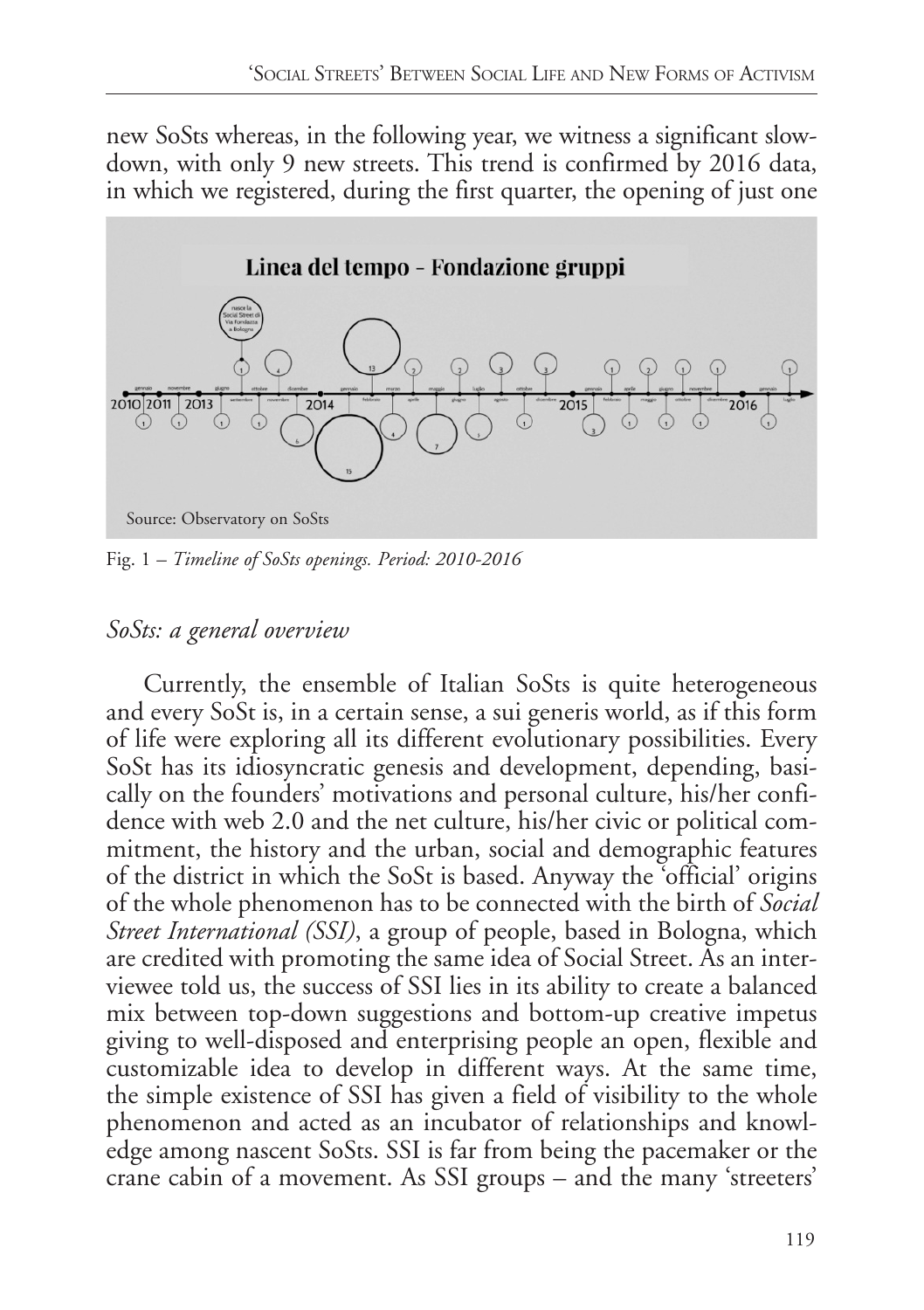new SoSts whereas, in the following year, we witness a significant slowdown, with only 9 new streets. This trend is confirmed by 2016 data, in which we registered, during the first quarter, the opening of just one

Source: Observatory on SoSts

Fig. 1 – *Timeline of SoSts openings. Period: 2010-2016*

## *SoSts: a general overview*

Currently, the ensemble of Italian SoSts is quite heterogeneous and every SoSt is, in a certain sense, a sui generis world, as if this form of life were exploring all its different evolutionary possibilities. Every SoSt has its idiosyncratic genesis and development, depending, basically on the founders' motivations and personal culture, his/her confidence with web 2.0 and the net culture, his/her civic or political commitment, the history and the urban, social and demographic features of the district in which the SoSt is based. Anyway the 'official' origins of the whole phenomenon has to be connected with the birth of *Social Street International (SSI)*, a group of people, based in Bologna, which are credited with promoting the same idea of Social Street. As an interviewee told us, the success of SSI lies in its ability to create a balanced mix between top-down suggestions and bottom-up creative impetus giving to well-disposed and enterprising people an open, flexible and customizable idea to develop in different ways. At the same time, the simple existence of SSI has given a field of visibility to the whole phenomenon and acted as an incubator of relationships and knowledge among nascent SoSts. SSI is far from being the pacemaker or the crane cabin of a movement. As SSI groups – and the many 'streeters'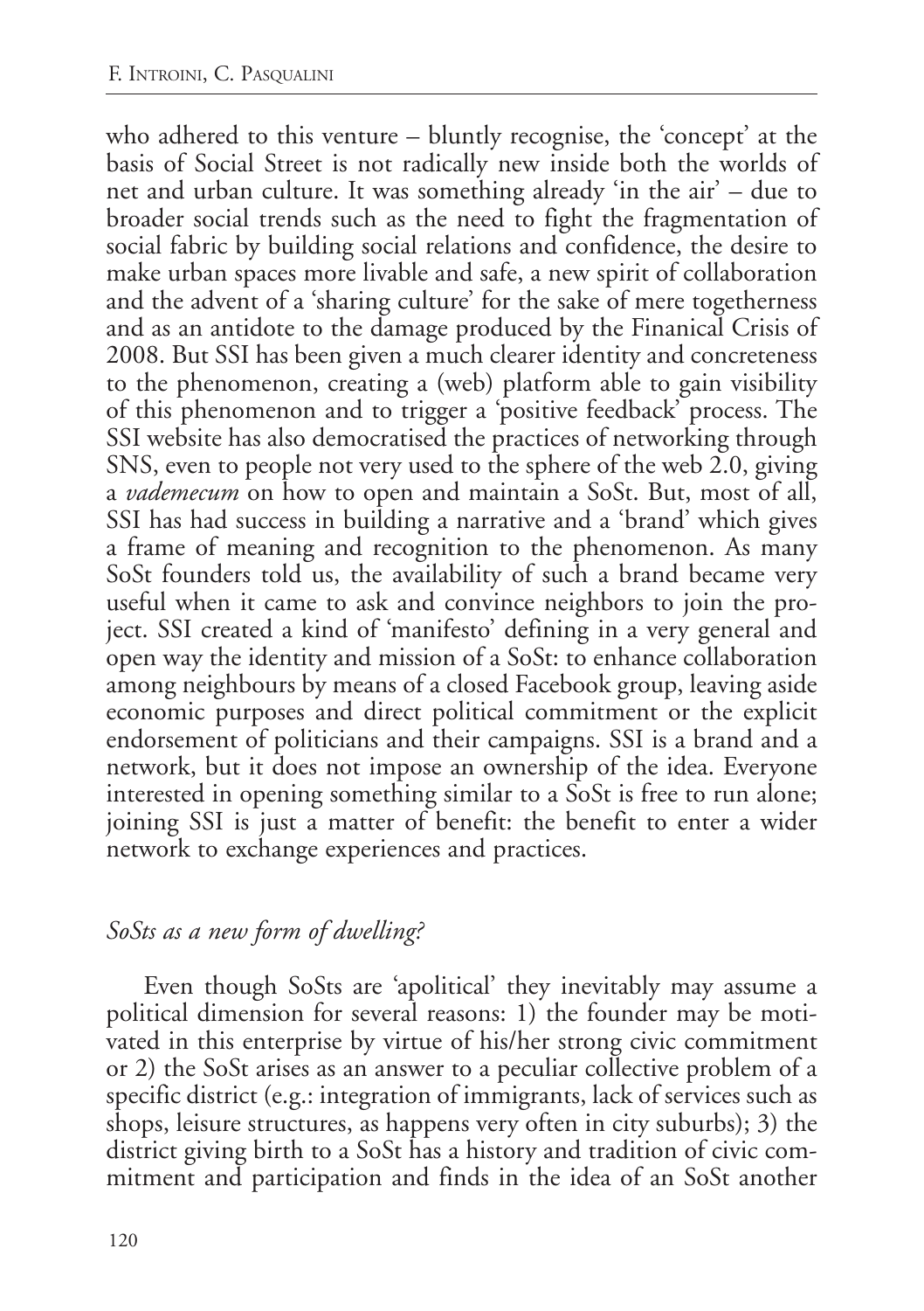who adhered to this venture – bluntly recognise, the 'concept' at the basis of Social Street is not radically new inside both the worlds of net and urban culture. It was something already 'in the air' – due to broader social trends such as the need to fight the fragmentation of social fabric by building social relations and confidence, the desire to make urban spaces more livable and safe, a new spirit of collaboration and the advent of a 'sharing culture' for the sake of mere togetherness and as an antidote to the damage produced by the Finanical Crisis of 2008. But SSI has been given a much clearer identity and concreteness to the phenomenon, creating a (web) platform able to gain visibility of this phenomenon and to trigger a 'positive feedback' process. The SSI website has also democratised the practices of networking through SNS, even to people not very used to the sphere of the web 2.0, giving a *vademecum* on how to open and maintain a SoSt. But, most of all, SSI has had success in building a narrative and a 'brand' which gives a frame of meaning and recognition to the phenomenon. As many SoSt founders told us, the availability of such a brand became very useful when it came to ask and convince neighbors to join the project. SSI created a kind of 'manifesto' defining in a very general and open way the identity and mission of a SoSt: to enhance collaboration among neighbours by means of a closed Facebook group, leaving aside economic purposes and direct political commitment or the explicit endorsement of politicians and their campaigns. SSI is a brand and a network, but it does not impose an ownership of the idea. Everyone interested in opening something similar to a SoSt is free to run alone; joining SSI is just a matter of benefit: the benefit to enter a wider network to exchange experiences and practices.

### *SoSts as a new form of dwelling?*

Even though SoSts are 'apolitical' they inevitably may assume a political dimension for several reasons: 1) the founder may be motivated in this enterprise by virtue of his/her strong civic commitment or 2) the SoSt arises as an answer to a peculiar collective problem of a specific district (e.g.: integration of immigrants, lack of services such as shops, leisure structures, as happens very often in city suburbs); 3) the district giving birth to a SoSt has a history and tradition of civic commitment and participation and finds in the idea of an SoSt another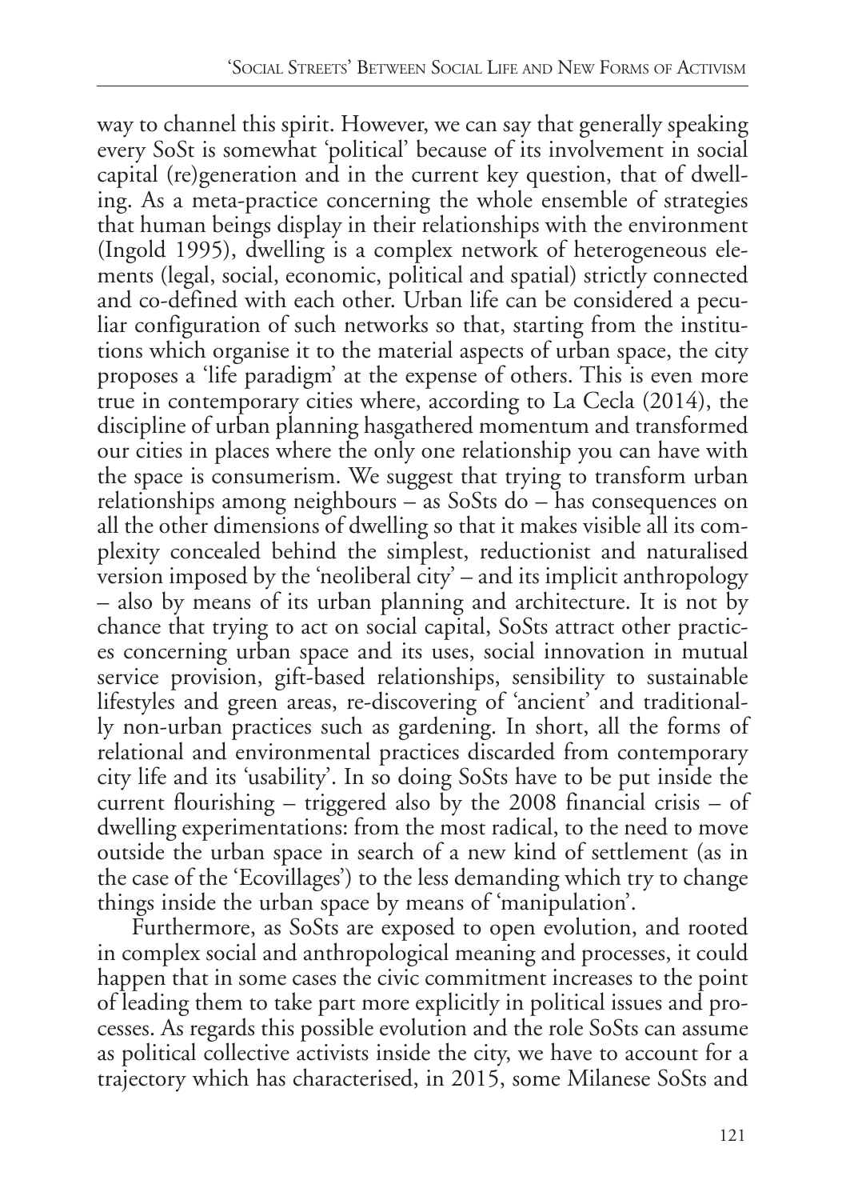way to channel this spirit. However, we can say that generally speaking every SoSt is somewhat 'political' because of its involvement in social capital (re)generation and in the current key question, that of dwelling. As a meta-practice concerning the whole ensemble of strategies that human beings display in their relationships with the environment (Ingold 1995), dwelling is a complex network of heterogeneous elements (legal, social, economic, political and spatial) strictly connected and co-defined with each other. Urban life can be considered a peculiar configuration of such networks so that, starting from the institutions which organise it to the material aspects of urban space, the city proposes a 'life paradigm' at the expense of others. This is even more true in contemporary cities where, according to La Cecla (2014), the discipline of urban planning hasgathered momentum and transformed our cities in places where the only one relationship you can have with the space is consumerism. We suggest that trying to transform urban relationships among neighbours – as SoSts do – has consequences on all the other dimensions of dwelling so that it makes visible all its complexity concealed behind the simplest, reductionist and naturalised version imposed by the 'neoliberal city' – and its implicit anthropology – also by means of its urban planning and architecture. It is not by chance that trying to act on social capital, SoSts attract other practices concerning urban space and its uses, social innovation in mutual service provision, gift-based relationships, sensibility to sustainable lifestyles and green areas, re-discovering of 'ancient' and traditionally non-urban practices such as gardening. In short, all the forms of relational and environmental practices discarded from contemporary city life and its 'usability'. In so doing SoSts have to be put inside the current flourishing – triggered also by the 2008 financial crisis – of dwelling experimentations: from the most radical, to the need to move outside the urban space in search of a new kind of settlement (as in the case of the 'Ecovillages') to the less demanding which try to change things inside the urban space by means of 'manipulation'.

Furthermore, as SoSts are exposed to open evolution, and rooted in complex social and anthropological meaning and processes, it could happen that in some cases the civic commitment increases to the point of leading them to take part more explicitly in political issues and processes. As regards this possible evolution and the role SoSts can assume as political collective activists inside the city, we have to account for a trajectory which has characterised, in 2015, some Milanese SoSts and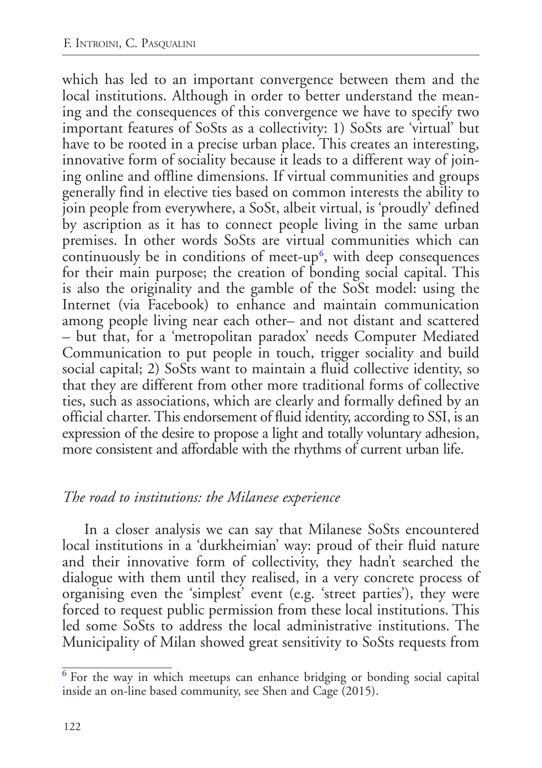which has led to an important convergence between them and the local institutions. Although in order to better understand the meaning and the consequences of this convergence we have to specify two important features of SoSts as a collectivity: 1) SoSts are 'virtual' but have to be rooted in a precise urban place. This creates an interesting, innovative form of sociality because it leads to a different way of joining online and offline dimensions. If virtual communities and groups generally find in elective ties based on common interests the ability to join people from everywhere, a SoSt, albeit virtual, is 'proudly' defined by ascription as it has to connect people living in the same urban premises. In other words SoSts are virtual communities which can continuously be in conditions of meet-up[6], with deep consequences for their main purpose; the creation of bonding social capital. This is also the originality and the gamble of the SoSt model: using the Internet (via Facebook) to enhance and maintain communication among people living near each other– and not distant and scattered – but that, for a 'metropolitan paradox' needs Computer Mediated Communication to put people in touch, trigger sociality and build social capital; 2) SoSts want to maintain a fluid collective identity, so that they are different from other more traditional forms of collective ties, such as associations, which are clearly and formally defined by an official charter. This endorsement of fluid identity, according to SSI, is an expression of the desire to propose a light and totally voluntary adhesion, more consistent and affordable with the rhythms of current urban life.

### *The road to institutions: the Milanese experience*

In a closer analysis we can say that Milanese SoSts encountered local institutions in a 'durkheimian' way: proud of their fluid nature and their innovative form of collectivity, they hadn't searched the dialogue with them until they realised, in a very concrete process of organising even the 'simplest' event (e.g. 'street parties'), they were forced to request public permission from these local institutions. This led some SoSts to address the local administrative institutions. The Municipality of Milan showed great sensitivity to SoSts requests from

[6] For the way in which meetups can enhance bridging or bonding social capital inside an on-line based community, see Shen and Cage (2015).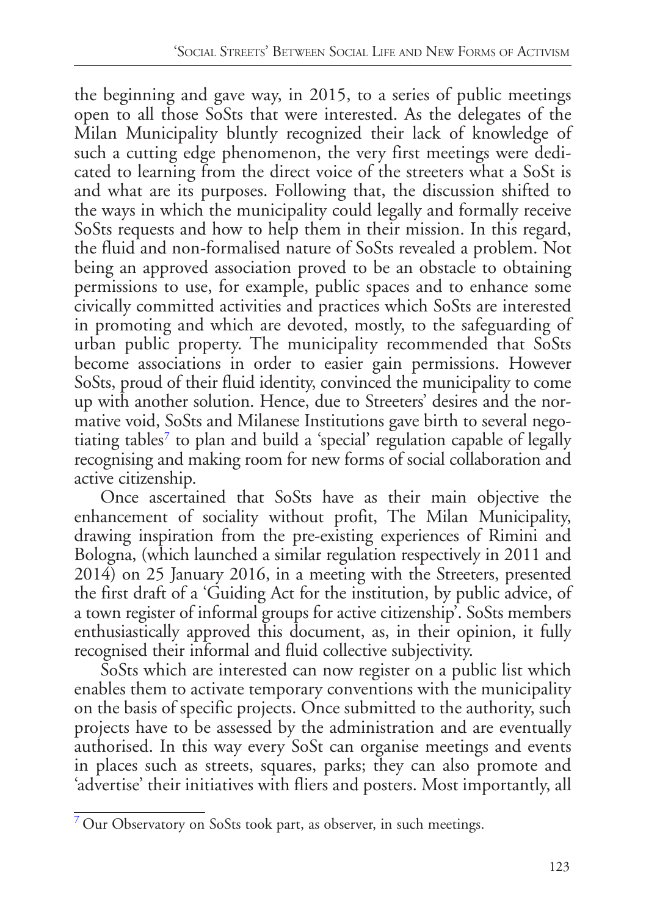the beginning and gave way, in 2015, to a series of public meetings open to all those SoSts that were interested. As the delegates of the Milan Municipality bluntly recognized their lack of knowledge of such a cutting edge phenomenon, the very first meetings were dedicated to learning from the direct voice of the streeters what a SoSt is and what are its purposes. Following that, the discussion shifted to the ways in which the municipality could legally and formally receive SoSts requests and how to help them in their mission. In this regard, the fluid and non-formalised nature of SoSts revealed a problem. Not being an approved association proved to be an obstacle to obtaining permissions to use, for example, public spaces and to enhance some civically committed activities and practices which SoSts are interested in promoting and which are devoted, mostly, to the safeguarding of urban public property. The municipality recommended that SoSts become associations in order to easier gain permissions. However SoSts, proud of their fluid identity, convinced the municipality to come up with another solution. Hence, due to Streeters' desires and the normative void, SoSts and Milanese Institutions gave birth to several negotiating tables[7] to plan and build a 'special' regulation capable of legally recognising and making room for new forms of social collaboration and active citizenship.

Once ascertained that SoSts have as their main objective the enhancement of sociality without profit, The Milan Municipality, drawing inspiration from the pre-existing experiences of Rimini and Bologna, (which launched a similar regulation respectively in 2011 and 2014) on 25 January 2016, in a meeting with the Streeters, presented the first draft of a 'Guiding Act for the institution, by public advice, of a town register of informal groups for active citizenship'. SoSts members enthusiastically approved this document, as, in their opinion, it fully recognised their informal and fluid collective subjectivity.

SoSts which are interested can now register on a public list which enables them to activate temporary conventions with the municipality on the basis of specific projects. Once submitted to the authority, such projects have to be assessed by the administration and are eventually authorised. In this way every SoSt can organise meetings and events in places such as streets, squares, parks; they can also promote and 'advertise' their initiatives with fliers and posters. Most importantly, all

[7] Our Observatory on SoSts took part, as observer, in such meetings.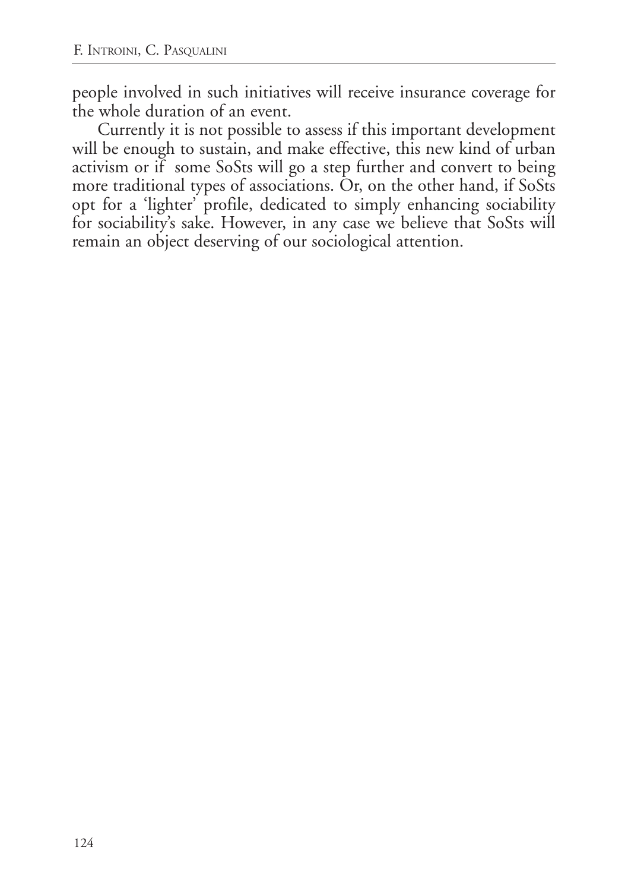people involved in such initiatives will receive insurance coverage for the whole duration of an event.

Currently it is not possible to assess if this important development will be enough to sustain, and make effective, this new kind of urban activism or if some SoSts will go a step further and convert to being more traditional types of associations. Or, on the other hand, if SoSts opt for a 'lighter' profile, dedicated to simply enhancing sociability for sociability's sake. However, in any case we believe that SoSts will remain an object deserving of our sociological attention.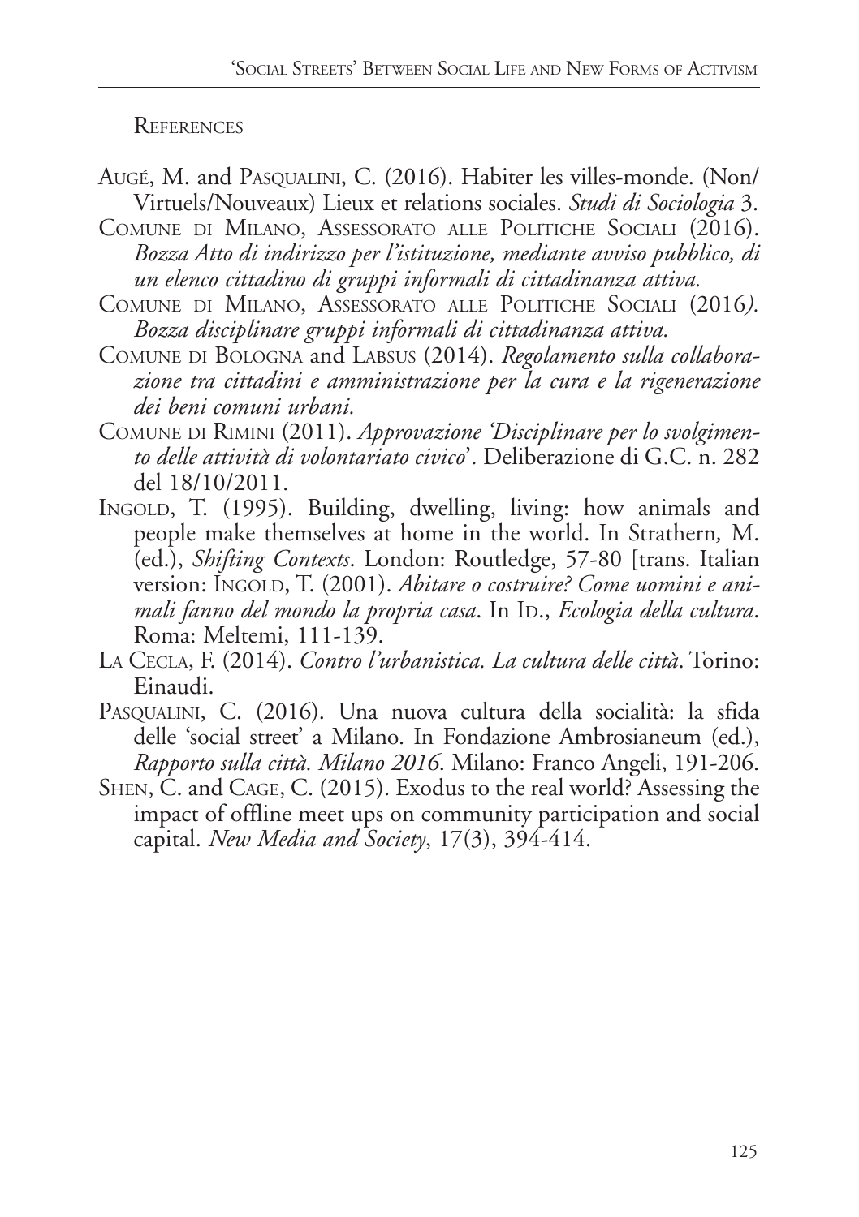## References

Augé, M. and Pasqualini, C. (2016). Habiter les villes-monde. (Non/Virtuels/Nouveaux) Lieux et relations sociales. *Studi di Sociologia* 3.

Comune di Milano, Assessorato alle Politiche Sociali (2016). *Bozza Atto di indirizzo per l'istituzione, mediante avviso pubblico, di un elenco cittadino di gruppi informali di cittadinanza attiva.*

Comune di Milano, Assessorato alle Politiche Sociali (2016). *Bozza disciplinare gruppi informali di cittadinanza attiva.*

Comune di Bologna and Labsus (2014). *Regolamento sulla collaborazione tra cittadini e amministrazione per la cura e la rigenerazione dei beni comuni urbani.*

Comune di Rimini (2011). *Approvazione 'Disciplinare per lo svolgimento delle attività di volontariato civico*'. Deliberazione di G.C. n. 282 del 18/10/2011.

Ingold, T. (1995). Building, dwelling, living: how animals and people make themselves at home in the world. In Strathern, M. (ed.), *Shifting Contexts*. London: Routledge, 57-80 [trans. Italian version: Ingold, T. (2001). *Abitare o costruire? Come uomini e animali fanno del mondo la propria casa*. In Id., *Ecologia della cultura*. Roma: Meltemi, 111-139.

La Cecla, F. (2014). *Contro l'urbanistica. La cultura delle città*. Torino: Einaudi.

Pasqualini, C. (2016). Una nuova cultura della socialità: la sfida delle 'social street' a Milano. In Fondazione Ambrosianeum (ed.), *Rapporto sulla città. Milano 2016*. Milano: Franco Angeli, 191-206.

Shen, C. and Cage, C. (2015). Exodus to the real world? Assessing the impact of offline meet ups on community participation and social capital. *New Media and Society*, 17(3), 394-414.